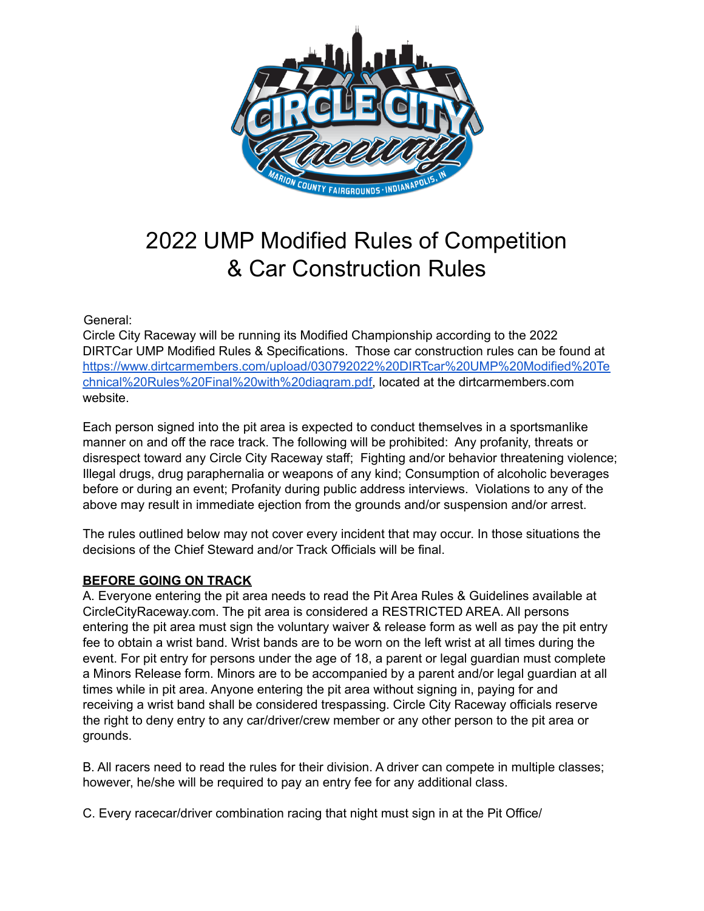# 2022 UMP Modified Rules of Competition & Car Construction Rules

General:
Circle City Raceway will be running its Modified Championship according to the 2022 DIRTCar UMP Modified Rules & Specifications. Those car construction rules can be found at [https://www.dirtcarmembers.com/upload/030792022%20DIRTcar%20UMP%20Modified%20Technical%20Rules%20Final%20with%20diagram.pdf](https://www.dirtcarmembers.com/upload/030792022%20DIRTcar%20UMP%20Modified%20Technical%20Rules%20Final%20with%20diagram.pdf), located at the dirtcarmembers.com website.

Each person signed into the pit area is expected to conduct themselves in a sportsmanlike manner on and off the race track. The following will be prohibited: Any profanity, threats or disrespect toward any Circle City Raceway staff; Fighting and/or behavior threatening violence; Illegal drugs, drug paraphernalia or weapons of any kind; Consumption of alcoholic beverages before or during an event; Profanity during public address interviews. Violations to any of the above may result in immediate ejection from the grounds and/or suspension and/or arrest.

The rules outlined below may not cover every incident that may occur. In those situations the decisions of the Chief Steward and/or Track Officials will be final.

## BEFORE GOING ON TRACK

A. Everyone entering the pit area needs to read the Pit Area Rules & Guidelines available at CircleCityRaceway.com. The pit area is considered a RESTRICTED AREA. All persons entering the pit area must sign the voluntary waiver & release form as well as pay the pit entry fee to obtain a wrist band. Wrist bands are to be worn on the left wrist at all times during the event. For pit entry for persons under the age of 18, a parent or legal guardian must complete a Minors Release form. Minors are to be accompanied by a parent and/or legal guardian at all times while in pit area. Anyone entering the pit area without signing in, paying for and receiving a wrist band shall be considered trespassing. Circle City Raceway officials reserve the right to deny entry to any car/driver/crew member or any other person to the pit area or grounds.

B. All racers need to read the rules for their division. A driver can compete in multiple classes; however, he/she will be required to pay an entry fee for any additional class.

C. Every racecar/driver combination racing that night must sign in at the Pit Office/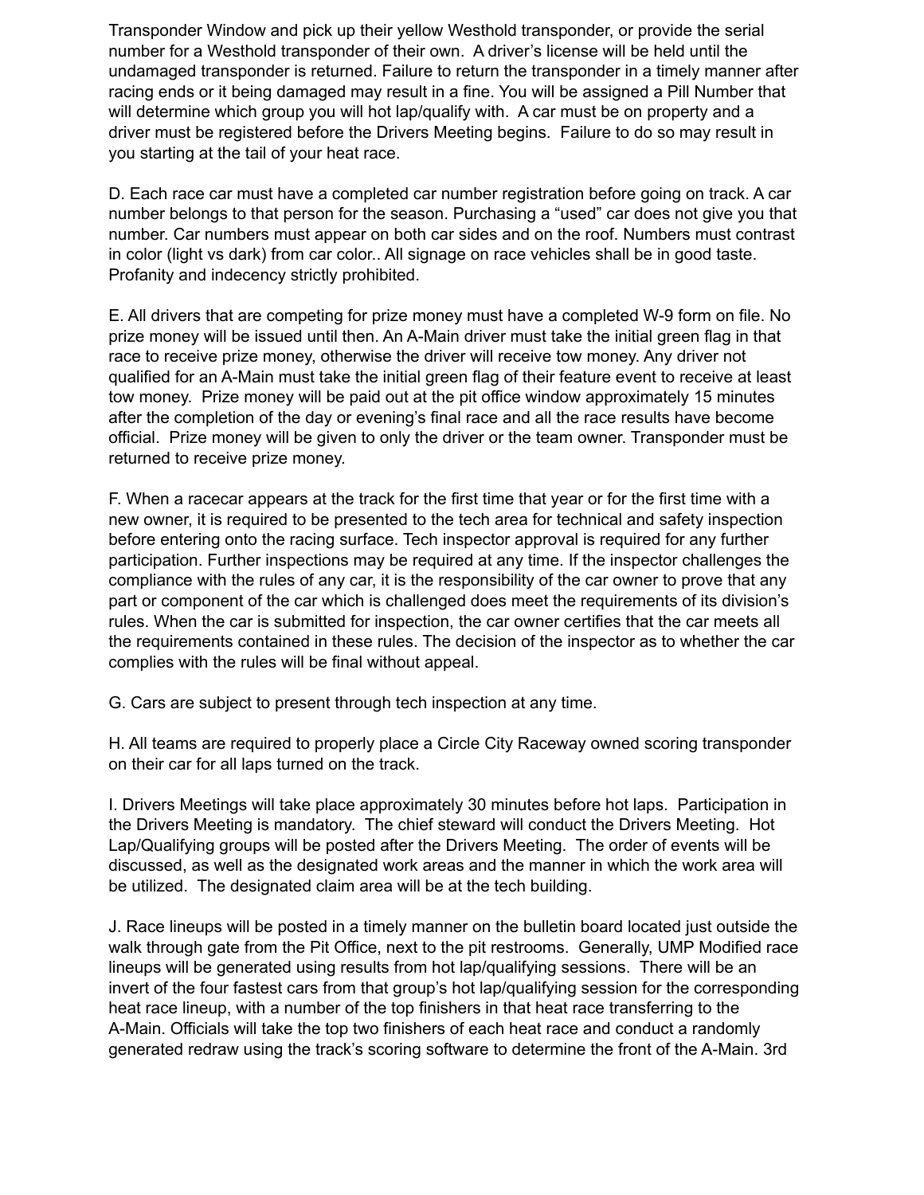Transponder Window and pick up their yellow Westhold transponder, or provide the serial number for a Westhold transponder of their own. A driver's license will be held until the undamaged transponder is returned. Failure to return the transponder in a timely manner after racing ends or it being damaged may result in a fine. You will be assigned a Pill Number that will determine which group you will hot lap/qualify with. A car must be on property and a driver must be registered before the Drivers Meeting begins. Failure to do so may result in you starting at the tail of your heat race.

D. Each race car must have a completed car number registration before going on track. A car number belongs to that person for the season. Purchasing a "used" car does not give you that number. Car numbers must appear on both car sides and on the roof. Numbers must contrast in color (light vs dark) from car color.. All signage on race vehicles shall be in good taste. Profanity and indecency strictly prohibited.

E. All drivers that are competing for prize money must have a completed W-9 form on file. No prize money will be issued until then. An A-Main driver must take the initial green flag in that race to receive prize money, otherwise the driver will receive tow money. Any driver not qualified for an A-Main must take the initial green flag of their feature event to receive at least tow money. Prize money will be paid out at the pit office window approximately 15 minutes after the completion of the day or evening's final race and all the race results have become official. Prize money will be given to only the driver or the team owner. Transponder must be returned to receive prize money.

F. When a racecar appears at the track for the first time that year or for the first time with a new owner, it is required to be presented to the tech area for technical and safety inspection before entering onto the racing surface. Tech inspector approval is required for any further participation. Further inspections may be required at any time. If the inspector challenges the compliance with the rules of any car, it is the responsibility of the car owner to prove that any part or component of the car which is challenged does meet the requirements of its division's rules. When the car is submitted for inspection, the car owner certifies that the car meets all the requirements contained in these rules. The decision of the inspector as to whether the car complies with the rules will be final without appeal.

G. Cars are subject to present through tech inspection at any time.

H. All teams are required to properly place a Circle City Raceway owned scoring transponder on their car for all laps turned on the track.

I. Drivers Meetings will take place approximately 30 minutes before hot laps. Participation in the Drivers Meeting is mandatory. The chief steward will conduct the Drivers Meeting. Hot Lap/Qualifying groups will be posted after the Drivers Meeting. The order of events will be discussed, as well as the designated work areas and the manner in which the work area will be utilized. The designated claim area will be at the tech building.

J. Race lineups will be posted in a timely manner on the bulletin board located just outside the walk through gate from the Pit Office, next to the pit restrooms. Generally, UMP Modified race lineups will be generated using results from hot lap/qualifying sessions. There will be an invert of the four fastest cars from that group's hot lap/qualifying session for the corresponding heat race lineup, with a number of the top finishers in that heat race transferring to the A-Main. Officials will take the top two finishers of each heat race and conduct a randomly generated redraw using the track's scoring software to determine the front of the A-Main. 3rd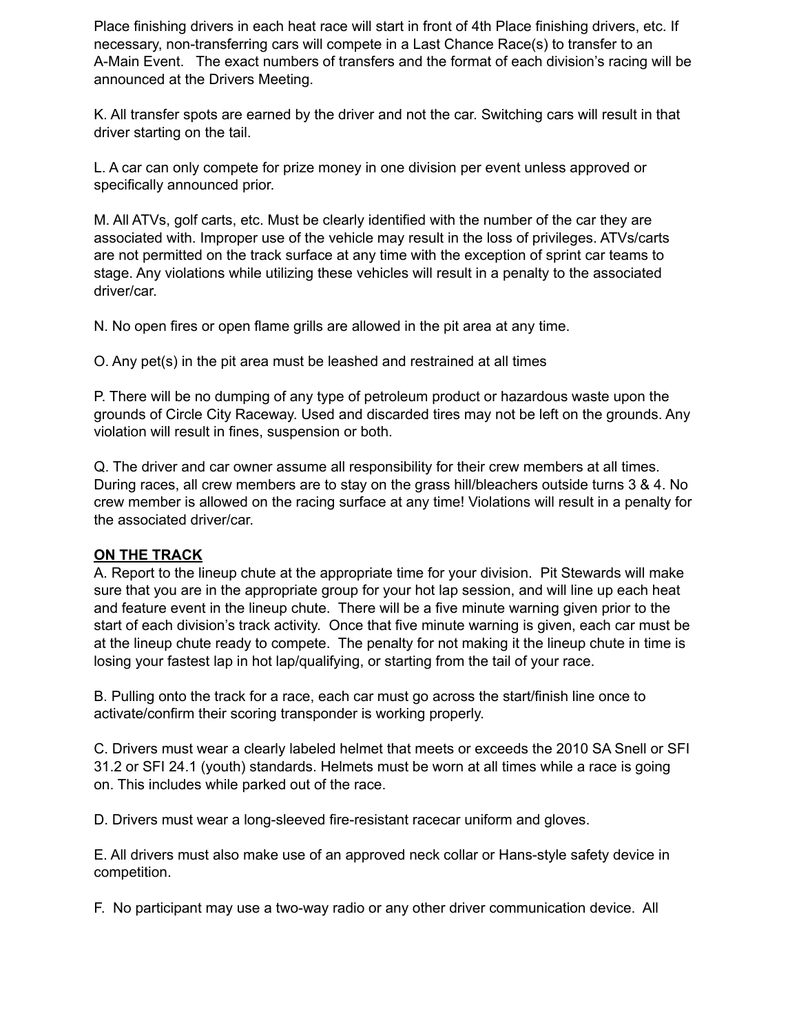Place finishing drivers in each heat race will start in front of 4th Place finishing drivers, etc. If necessary, non-transferring cars will compete in a Last Chance Race(s) to transfer to an A-Main Event.   The exact numbers of transfers and the format of each division's racing will be announced at the Drivers Meeting.

K. All transfer spots are earned by the driver and not the car. Switching cars will result in that driver starting on the tail.

L. A car can only compete for prize money in one division per event unless approved or specifically announced prior.

M. All ATVs, golf carts, etc. Must be clearly identified with the number of the car they are associated with. Improper use of the vehicle may result in the loss of privileges. ATVs/carts are not permitted on the track surface at any time with the exception of sprint car teams to stage. Any violations while utilizing these vehicles will result in a penalty to the associated driver/car.

N. No open fires or open flame grills are allowed in the pit area at any time.

O. Any pet(s) in the pit area must be leashed and restrained at all times

P. There will be no dumping of any type of petroleum product or hazardous waste upon the grounds of Circle City Raceway. Used and discarded tires may not be left on the grounds. Any violation will result in fines, suspension or both.

Q. The driver and car owner assume all responsibility for their crew members at all times. During races, all crew members are to stay on the grass hill/bleachers outside turns 3 & 4. No crew member is allowed on the racing surface at any time! Violations will result in a penalty for the associated driver/car.

**ON THE TRACK**

A. Report to the lineup chute at the appropriate time for your division.  Pit Stewards will make sure that you are in the appropriate group for your hot lap session, and will line up each heat and feature event in the lineup chute.  There will be a five minute warning given prior to the start of each division's track activity.  Once that five minute warning is given, each car must be at the lineup chute ready to compete.  The penalty for not making it the lineup chute in time is losing your fastest lap in hot lap/qualifying, or starting from the tail of your race.

B. Pulling onto the track for a race, each car must go across the start/finish line once to activate/confirm their scoring transponder is working properly.

C. Drivers must wear a clearly labeled helmet that meets or exceeds the 2010 SA Snell or SFI 31.2 or SFI 24.1 (youth) standards. Helmets must be worn at all times while a race is going on. This includes while parked out of the race.

D. Drivers must wear a long-sleeved fire-resistant racecar uniform and gloves.

E. All drivers must also make use of an approved neck collar or Hans-style safety device in competition.

F.  No participant may use a two-way radio or any other driver communication device.  All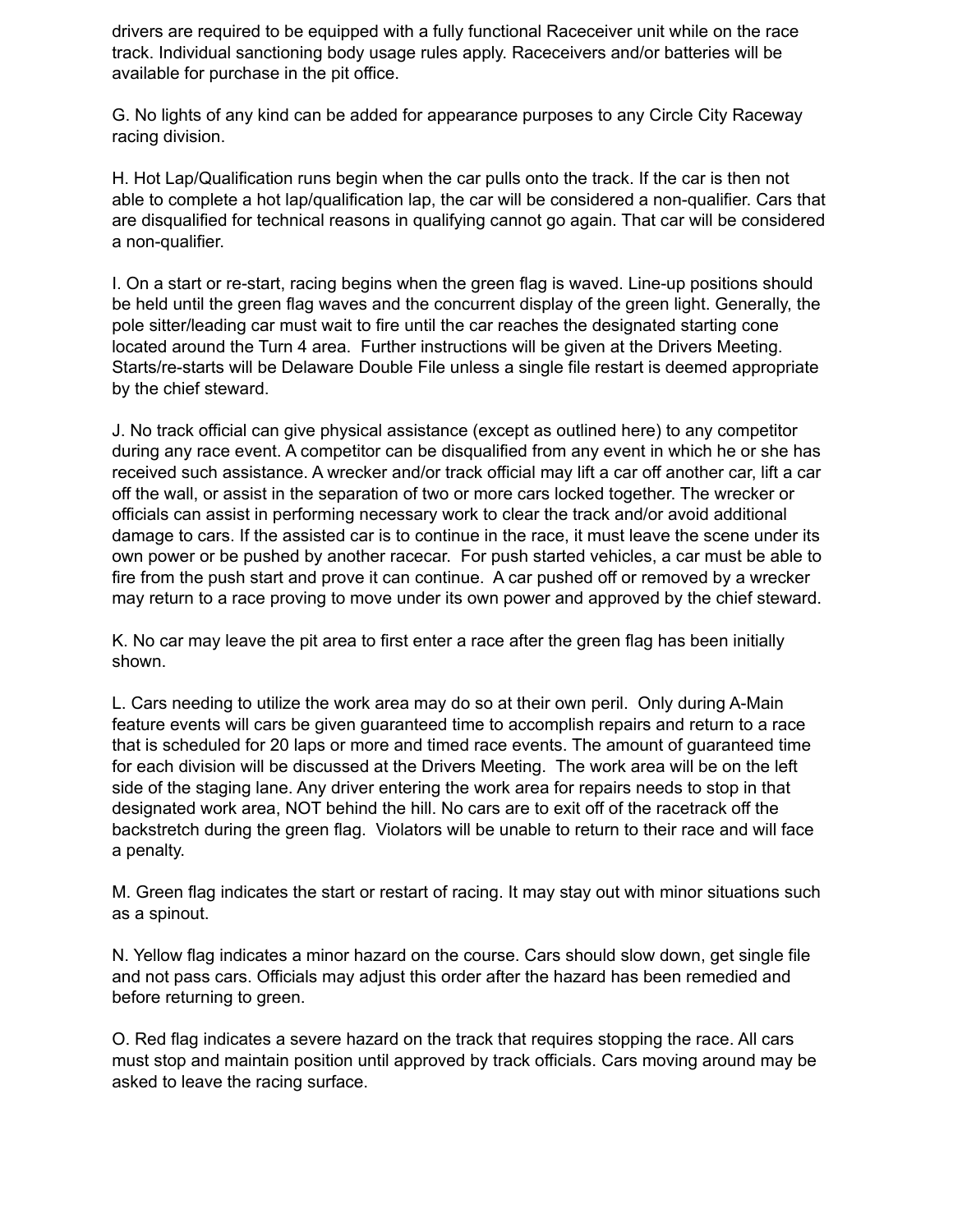drivers are required to be equipped with a fully functional Raceceiver unit while on the race track. Individual sanctioning body usage rules apply. Raceceivers and/or batteries will be available for purchase in the pit office.

G. No lights of any kind can be added for appearance purposes to any Circle City Raceway racing division.

H. Hot Lap/Qualification runs begin when the car pulls onto the track. If the car is then not able to complete a hot lap/qualification lap, the car will be considered a non-qualifier. Cars that are disqualified for technical reasons in qualifying cannot go again. That car will be considered a non-qualifier.

I. On a start or re-start, racing begins when the green flag is waved. Line-up positions should be held until the green flag waves and the concurrent display of the green light. Generally, the pole sitter/leading car must wait to fire until the car reaches the designated starting cone located around the Turn 4 area. Further instructions will be given at the Drivers Meeting. Starts/re-starts will be Delaware Double File unless a single file restart is deemed appropriate by the chief steward.

J. No track official can give physical assistance (except as outlined here) to any competitor during any race event. A competitor can be disqualified from any event in which he or she has received such assistance. A wrecker and/or track official may lift a car off another car, lift a car off the wall, or assist in the separation of two or more cars locked together. The wrecker or officials can assist in performing necessary work to clear the track and/or avoid additional damage to cars. If the assisted car is to continue in the race, it must leave the scene under its own power or be pushed by another racecar. For push started vehicles, a car must be able to fire from the push start and prove it can continue. A car pushed off or removed by a wrecker may return to a race proving to move under its own power and approved by the chief steward.

K. No car may leave the pit area to first enter a race after the green flag has been initially shown.

L. Cars needing to utilize the work area may do so at their own peril. Only during A-Main feature events will cars be given guaranteed time to accomplish repairs and return to a race that is scheduled for 20 laps or more and timed race events. The amount of guaranteed time for each division will be discussed at the Drivers Meeting. The work area will be on the left side of the staging lane. Any driver entering the work area for repairs needs to stop in that designated work area, NOT behind the hill. No cars are to exit off of the racetrack off the backstretch during the green flag. Violators will be unable to return to their race and will face a penalty.

M. Green flag indicates the start or restart of racing. It may stay out with minor situations such as a spinout.

N. Yellow flag indicates a minor hazard on the course. Cars should slow down, get single file and not pass cars. Officials may adjust this order after the hazard has been remedied and before returning to green.

O. Red flag indicates a severe hazard on the track that requires stopping the race. All cars must stop and maintain position until approved by track officials. Cars moving around may be asked to leave the racing surface.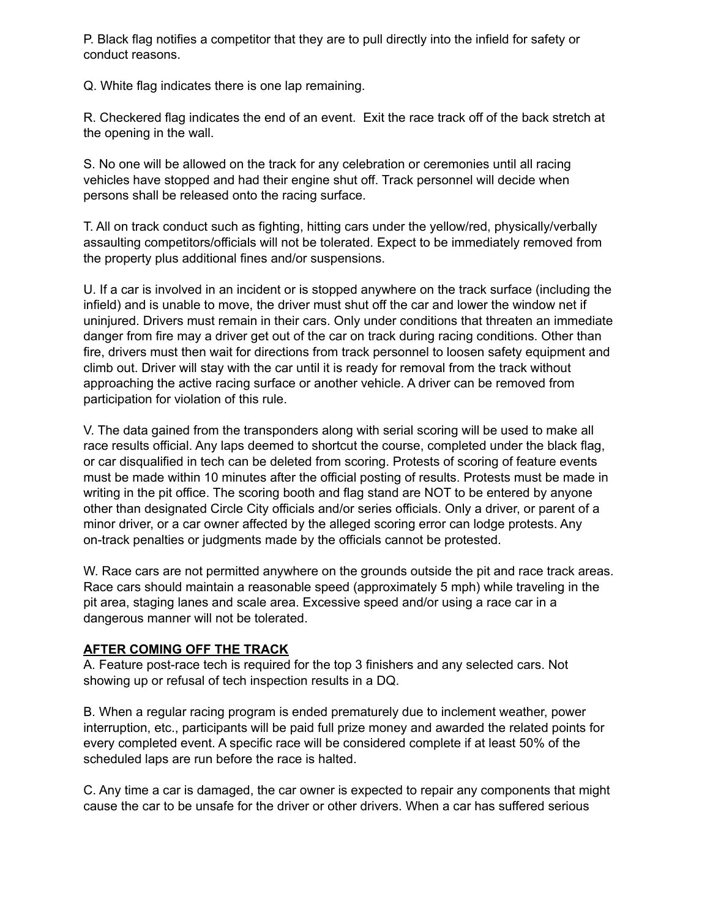P. Black flag notifies a competitor that they are to pull directly into the infield for safety or conduct reasons.

Q. White flag indicates there is one lap remaining.

R. Checkered flag indicates the end of an event. Exit the race track off of the back stretch at the opening in the wall.

S. No one will be allowed on the track for any celebration or ceremonies until all racing vehicles have stopped and had their engine shut off. Track personnel will decide when persons shall be released onto the racing surface.

T. All on track conduct such as fighting, hitting cars under the yellow/red, physically/verbally assaulting competitors/officials will not be tolerated. Expect to be immediately removed from the property plus additional fines and/or suspensions.

U. If a car is involved in an incident or is stopped anywhere on the track surface (including the infield) and is unable to move, the driver must shut off the car and lower the window net if uninjured. Drivers must remain in their cars. Only under conditions that threaten an immediate danger from fire may a driver get out of the car on track during racing conditions. Other than fire, drivers must then wait for directions from track personnel to loosen safety equipment and climb out. Driver will stay with the car until it is ready for removal from the track without approaching the active racing surface or another vehicle. A driver can be removed from participation for violation of this rule.

V. The data gained from the transponders along with serial scoring will be used to make all race results official. Any laps deemed to shortcut the course, completed under the black flag, or car disqualified in tech can be deleted from scoring. Protests of scoring of feature events must be made within 10 minutes after the official posting of results. Protests must be made in writing in the pit office. The scoring booth and flag stand are NOT to be entered by anyone other than designated Circle City officials and/or series officials. Only a driver, or parent of a minor driver, or a car owner affected by the alleged scoring error can lodge protests. Any on-track penalties or judgments made by the officials cannot be protested.

W. Race cars are not permitted anywhere on the grounds outside the pit and race track areas. Race cars should maintain a reasonable speed (approximately 5 mph) while traveling in the pit area, staging lanes and scale area. Excessive speed and/or using a race car in a dangerous manner will not be tolerated.

## AFTER COMING OFF THE TRACK

A. Feature post-race tech is required for the top 3 finishers and any selected cars. Not showing up or refusal of tech inspection results in a DQ.

B. When a regular racing program is ended prematurely due to inclement weather, power interruption, etc., participants will be paid full prize money and awarded the related points for every completed event. A specific race will be considered complete if at least 50% of the scheduled laps are run before the race is halted.

C. Any time a car is damaged, the car owner is expected to repair any components that might cause the car to be unsafe for the driver or other drivers. When a car has suffered serious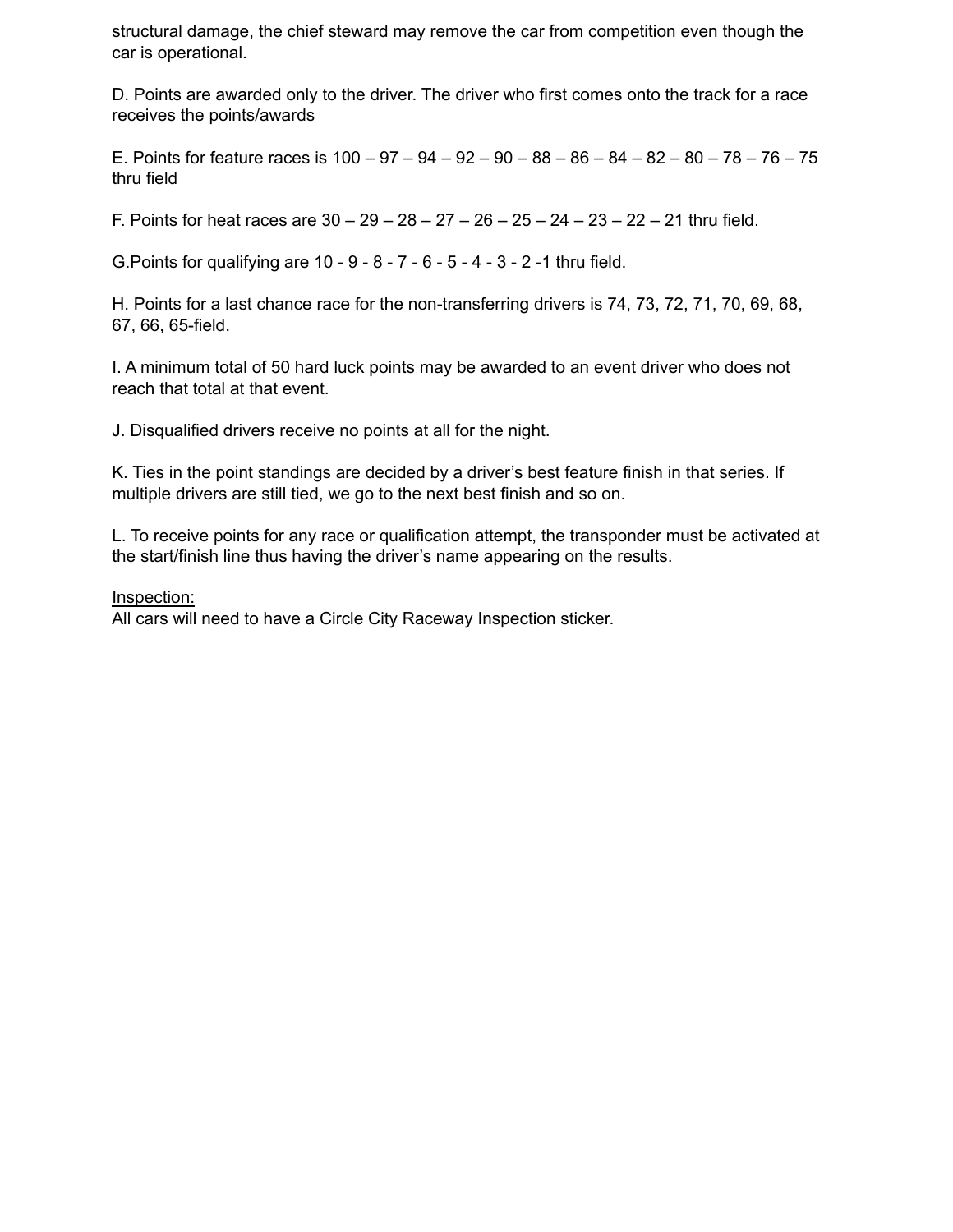structural damage, the chief steward may remove the car from competition even though the car is operational.

D. Points are awarded only to the driver. The driver who first comes onto the track for a race receives the points/awards

E. Points for feature races is 100 – 97 – 94 – 92 – 90 – 88 – 86 – 84 – 82 – 80 – 78 – 76 – 75 thru field

F. Points for heat races are 30 – 29 – 28 – 27 – 26 – 25 – 24 – 23 – 22 – 21 thru field.

G.Points for qualifying are 10 - 9 - 8 - 7 - 6 - 5 - 4 - 3 - 2 -1 thru field.

H. Points for a last chance race for the non-transferring drivers is 74, 73, 72, 71, 70, 69, 68, 67, 66, 65-field.

I. A minimum total of 50 hard luck points may be awarded to an event driver who does not reach that total at that event.

J. Disqualified drivers receive no points at all for the night.

K. Ties in the point standings are decided by a driver's best feature finish in that series. If multiple drivers are still tied, we go to the next best finish and so on.

L. To receive points for any race or qualification attempt, the transponder must be activated at the start/finish line thus having the driver's name appearing on the results.

<u>Inspection:</u>
All cars will need to have a Circle City Raceway Inspection sticker.